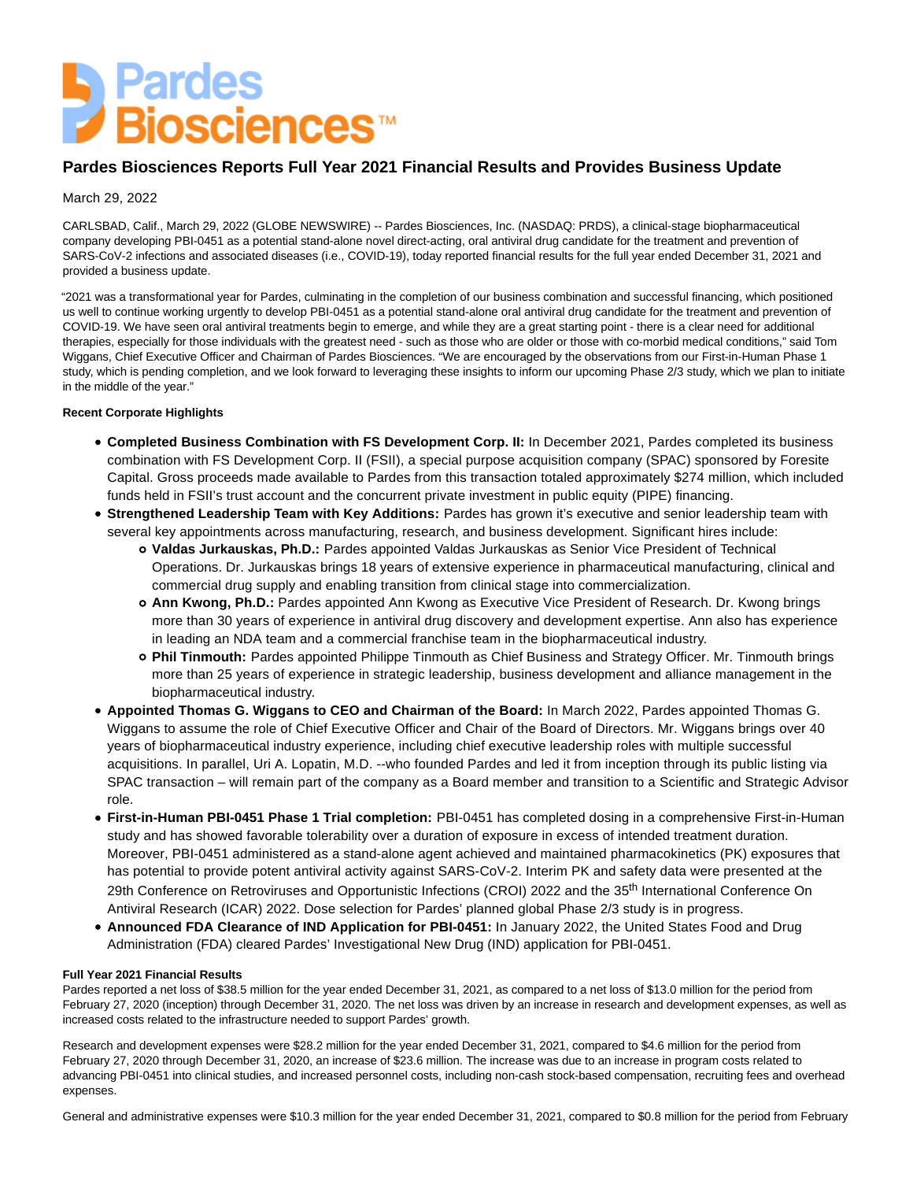# Pardes Biosciences Reports Full Year 2021 Financial Results and Provides Business Update

March 29, 2022

CARLSBAD, Calif., March 29, 2022 (GLOBE NEWSWIRE) -- Pardes Biosciences, Inc. (NASDAQ: PRDS), a clinical-stage biopharmaceutical company developing PBI-0451 as a potential stand-alone novel direct-acting, oral antiviral drug candidate for the treatment and prevention of SARS-CoV-2 infections and associated diseases (i.e., COVID-19), today reported financial results for the full year ended December 31, 2021 and provided a business update.

"2021 was a transformational year for Pardes, culminating in the completion of our business combination and successful financing, which positioned us well to continue working urgently to develop PBI-0451 as a potential stand-alone oral antiviral drug candidate for the treatment and prevention of COVID-19. We have seen oral antiviral treatments begin to emerge, and while they are a great starting point - there is a clear need for additional therapies, especially for those individuals with the greatest need - such as those who are older or those with co-morbid medical conditions," said Tom Wiggans, Chief Executive Officer and Chairman of Pardes Biosciences. "We are encouraged by the observations from our First-in-Human Phase 1 study, which is pending completion, and we look forward to leveraging these insights to inform our upcoming Phase 2/3 study, which we plan to initiate in the middle of the year."

**Recent Corporate Highlights**

- **Completed Business Combination with FS Development Corp. II:** In December 2021, Pardes completed its business combination with FS Development Corp. II (FSII), a special purpose acquisition company (SPAC) sponsored by Foresite Capital. Gross proceeds made available to Pardes from this transaction totaled approximately $274 million, which included funds held in FSII's trust account and the concurrent private investment in public equity (PIPE) financing.
- **Strengthened Leadership Team with Key Additions:** Pardes has grown it's executive and senior leadership team with several key appointments across manufacturing, research, and business development. Significant hires include:
  - **Valdas Jurkauskas, Ph.D.:** Pardes appointed Valdas Jurkauskas as Senior Vice President of Technical Operations. Dr. Jurkauskas brings 18 years of extensive experience in pharmaceutical manufacturing, clinical and commercial drug supply and enabling transition from clinical stage into commercialization.
  - **Ann Kwong, Ph.D.:** Pardes appointed Ann Kwong as Executive Vice President of Research. Dr. Kwong brings more than 30 years of experience in antiviral drug discovery and development expertise. Ann also has experience in leading an NDA team and a commercial franchise team in the biopharmaceutical industry.
  - **Phil Tinmouth:** Pardes appointed Philippe Tinmouth as Chief Business and Strategy Officer. Mr. Tinmouth brings more than 25 years of experience in strategic leadership, business development and alliance management in the biopharmaceutical industry.
- **Appointed Thomas G. Wiggans to CEO and Chairman of the Board:** In March 2022, Pardes appointed Thomas G. Wiggans to assume the role of Chief Executive Officer and Chair of the Board of Directors. Mr. Wiggans brings over 40 years of biopharmaceutical industry experience, including chief executive leadership roles with multiple successful acquisitions. In parallel, Uri A. Lopatin, M.D. --who founded Pardes and led it from inception through its public listing via SPAC transaction – will remain part of the company as a Board member and transition to a Scientific and Strategic Advisor role.
- **First-in-Human PBI-0451 Phase 1 Trial completion:** PBI-0451 has completed dosing in a comprehensive First-in-Human study and has showed favorable tolerability over a duration of exposure in excess of intended treatment duration. Moreover, PBI-0451 administered as a stand-alone agent achieved and maintained pharmacokinetics (PK) exposures that has potential to provide potent antiviral activity against SARS-CoV-2. Interim PK and safety data were presented at the 29th Conference on Retroviruses and Opportunistic Infections (CROI) 2022 and the 35th International Conference On Antiviral Research (ICAR) 2022. Dose selection for Pardes' planned global Phase 2/3 study is in progress.
- **Announced FDA Clearance of IND Application for PBI-0451:** In January 2022, the United States Food and Drug Administration (FDA) cleared Pardes' Investigational New Drug (IND) application for PBI-0451.

**Full Year 2021 Financial Results**

Pardes reported a net loss of $38.5 million for the year ended December 31, 2021, as compared to a net loss of $13.0 million for the period from February 27, 2020 (inception) through December 31, 2020. The net loss was driven by an increase in research and development expenses, as well as increased costs related to the infrastructure needed to support Pardes' growth.

Research and development expenses were $28.2 million for the year ended December 31, 2021, compared to $4.6 million for the period from February 27, 2020 through December 31, 2020, an increase of $23.6 million. The increase was due to an increase in program costs related to advancing PBI-0451 into clinical studies, and increased personnel costs, including non-cash stock-based compensation, recruiting fees and overhead expenses.

General and administrative expenses were $10.3 million for the year ended December 31, 2021, compared to $0.8 million for the period from February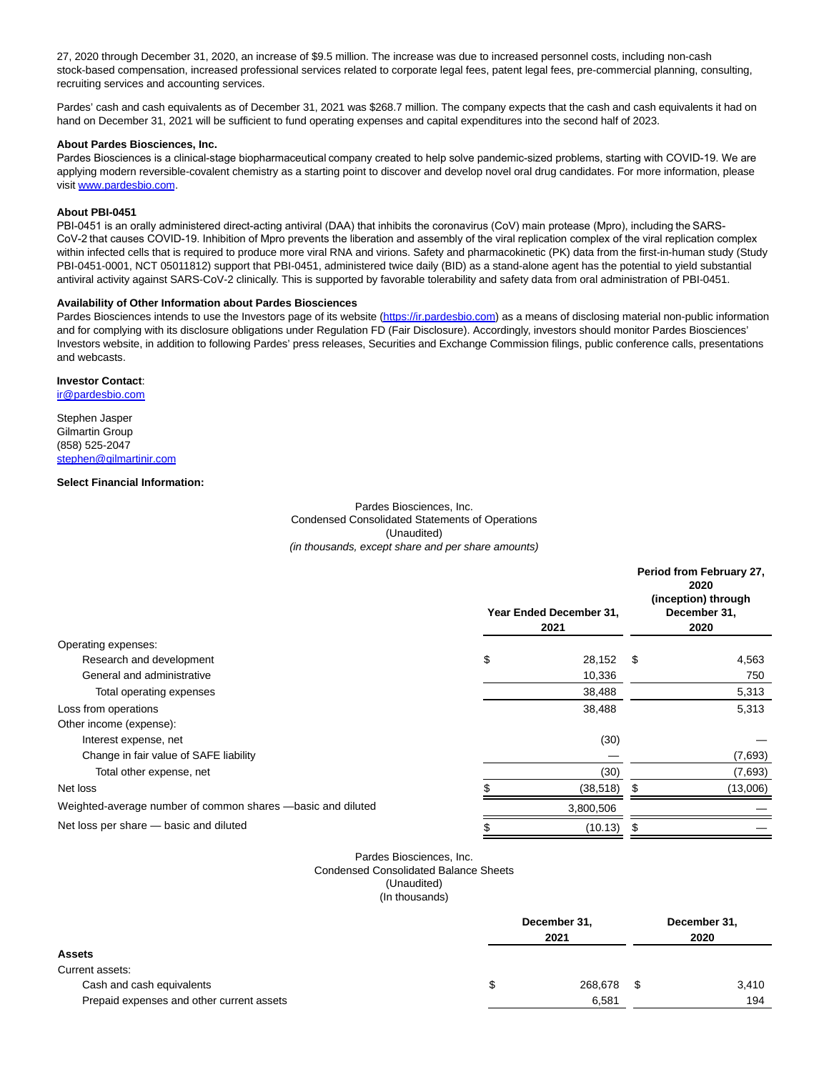27, 2020 through December 31, 2020, an increase of $9.5 million. The increase was due to increased personnel costs, including non-cash stock-based compensation, increased professional services related to corporate legal fees, patent legal fees, pre-commercial planning, consulting, recruiting services and accounting services.

Pardes' cash and cash equivalents as of December 31, 2021 was $268.7 million. The company expects that the cash and cash equivalents it had on hand on December 31, 2021 will be sufficient to fund operating expenses and capital expenditures into the second half of 2023.

**About Pardes Biosciences, Inc.**
Pardes Biosciences is a clinical-stage biopharmaceutical company created to help solve pandemic-sized problems, starting with COVID-19. We are applying modern reversible-covalent chemistry as a starting point to discover and develop novel oral drug candidates. For more information, please visit www.pardesbio.com.

**About PBI-0451**
PBI-0451 is an orally administered direct-acting antiviral (DAA) that inhibits the coronavirus (CoV) main protease (Mpro), including the SARS-CoV-2 that causes COVID-19. Inhibition of Mpro prevents the liberation and assembly of the viral replication complex of the viral replication complex within infected cells that is required to produce more viral RNA and virions. Safety and pharmacokinetic (PK) data from the first-in-human study (Study PBI-0451-0001, NCT 05011812) support that PBI-0451, administered twice daily (BID) as a stand-alone agent has the potential to yield substantial antiviral activity against SARS-CoV-2 clinically. This is supported by favorable tolerability and safety data from oral administration of PBI-0451.

**Availability of Other Information about Pardes Biosciences**
Pardes Biosciences intends to use the Investors page of its website (https://ir.pardesbio.com) as a means of disclosing material non-public information and for complying with its disclosure obligations under Regulation FD (Fair Disclosure). Accordingly, investors should monitor Pardes Biosciences' Investors website, in addition to following Pardes' press releases, Securities and Exchange Commission filings, public conference calls, presentations and webcasts.

**Investor Contact**:
ir@pardesbio.com

Stephen Jasper
Gilmartin Group
(858) 525-2047
stephen@gilmartinir.com

**Select Financial Information:**

Pardes Biosciences, Inc.
Condensed Consolidated Statements of Operations
(Unaudited)
*(in thousands, except share and per share amounts)*

| | Year Ended December 31, 2021 | Period from February 27, 2020 (inception) through December 31, 2020 |
|---|---|---|
| Operating expenses: | | |
| Research and development | $ 28,152 | $ 4,563 |
| General and administrative | 10,336 | 750 |
| Total operating expenses | 38,488 | 5,313 |
| Loss from operations | 38,488 | 5,313 |
| Other income (expense): | | |
| Interest expense, net | (30) | — |
| Change in fair value of SAFE liability | — | (7,693) |
| Total other expense, net | (30) | (7,693) |
| Net loss | $ (38,518) | $ (13,006) |
| Weighted-average number of common shares —basic and diluted | 3,800,506 | — |
| Net loss per share — basic and diluted | $ (10.13) | $ — |

Pardes Biosciences, Inc.
Condensed Consolidated Balance Sheets
(Unaudited)
(In thousands)

| | December 31, 2021 | December 31, 2020 |
|---|---|---|
| **Assets** | | |
| Current assets: | | |
| Cash and cash equivalents | $ 268,678 | $ 3,410 |
| Prepaid expenses and other current assets | 6,581 | 194 |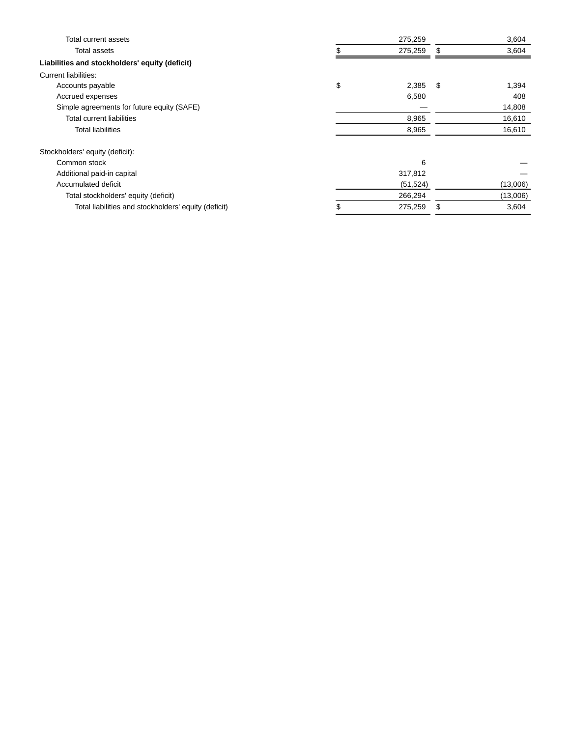| | | |
|---|---|---|
| Total current assets | 275,259 | 3,604 |
| Total assets | $ 275,259 | $ 3,604 |
| **Liabilities and stockholders' equity (deficit)** | | |
| Current liabilities: | | |
| Accounts payable | $ 2,385 | $ 1,394 |
| Accrued expenses | 6,580 | 408 |
| Simple agreements for future equity (SAFE) | — | 14,808 |
| Total current liabilities | 8,965 | 16,610 |
| Total liabilities | 8,965 | 16,610 |
| Stockholders' equity (deficit): | | |
| Common stock | 6 | — |
| Additional paid-in capital | 317,812 | — |
| Accumulated deficit | (51,524) | (13,006) |
| Total stockholders' equity (deficit) | 266,294 | (13,006) |
| Total liabilities and stockholders' equity (deficit) | $ 275,259 | $ 3,604 |